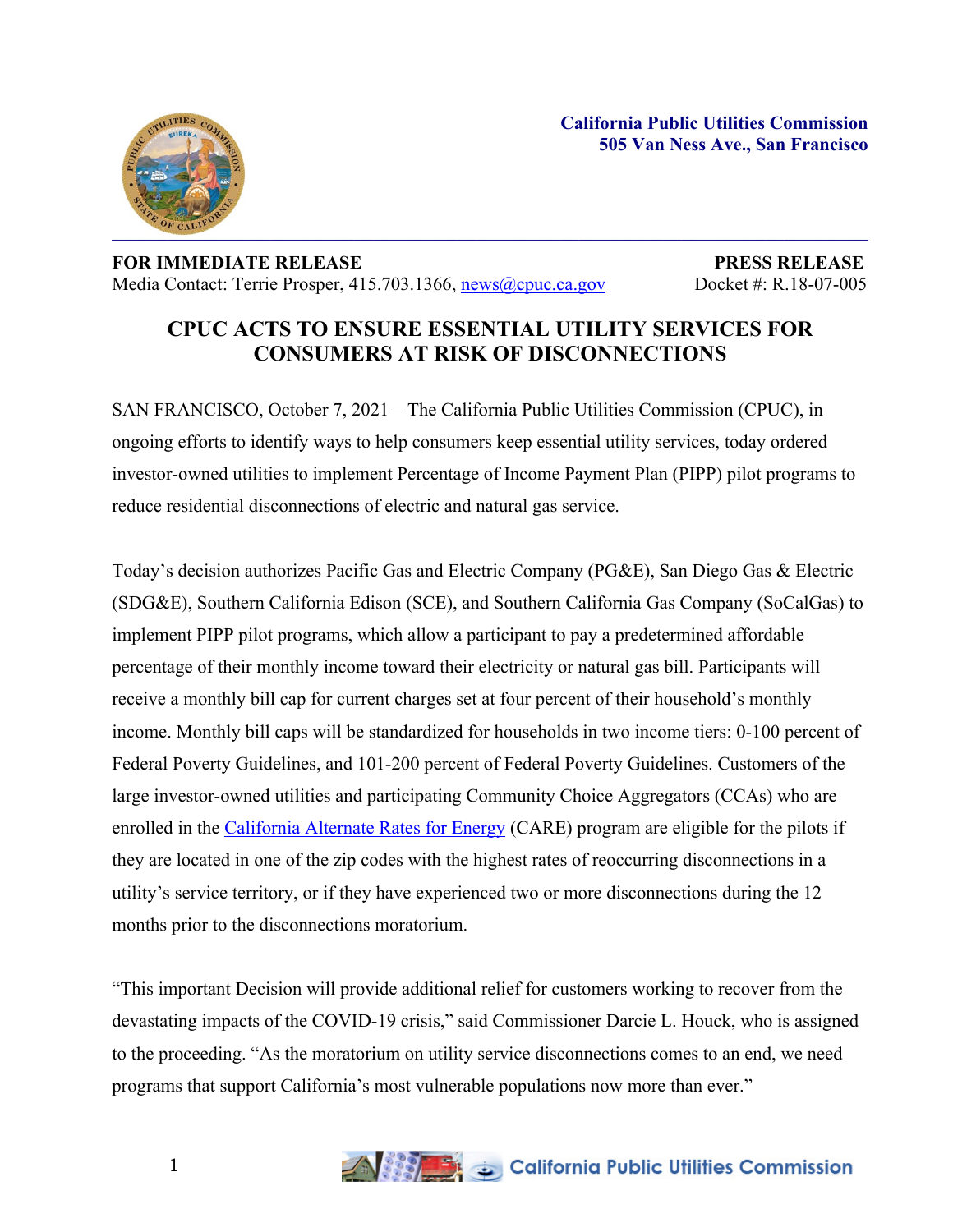**California Public Utilities Commission**
**505 Van Ness Ave., San Francisco**

**FOR IMMEDIATE RELEASE** **PRESS RELEASE**
Media Contact: Terrie Prosper, 415.703.1366, news@cpuc.ca.gov Docket #: R.18-07-005

# CPUC ACTS TO ENSURE ESSENTIAL UTILITY SERVICES FOR CONSUMERS AT RISK OF DISCONNECTIONS

SAN FRANCISCO, October 7, 2021 – The California Public Utilities Commission (CPUC), in ongoing efforts to identify ways to help consumers keep essential utility services, today ordered investor-owned utilities to implement Percentage of Income Payment Plan (PIPP) pilot programs to reduce residential disconnections of electric and natural gas service.

Today's decision authorizes Pacific Gas and Electric Company (PG&E), San Diego Gas & Electric (SDG&E), Southern California Edison (SCE), and Southern California Gas Company (SoCalGas) to implement PIPP pilot programs, which allow a participant to pay a predetermined affordable percentage of their monthly income toward their electricity or natural gas bill. Participants will receive a monthly bill cap for current charges set at four percent of their household's monthly income. Monthly bill caps will be standardized for households in two income tiers: 0-100 percent of Federal Poverty Guidelines, and 101-200 percent of Federal Poverty Guidelines. Customers of the large investor-owned utilities and participating Community Choice Aggregators (CCAs) who are enrolled in the California Alternate Rates for Energy (CARE) program are eligible for the pilots if they are located in one of the zip codes with the highest rates of reoccurring disconnections in a utility's service territory, or if they have experienced two or more disconnections during the 12 months prior to the disconnections moratorium.

"This important Decision will provide additional relief for customers working to recover from the devastating impacts of the COVID-19 crisis," said Commissioner Darcie L. Houck, who is assigned to the proceeding. "As the moratorium on utility service disconnections comes to an end, we need programs that support California's most vulnerable populations now more than ever."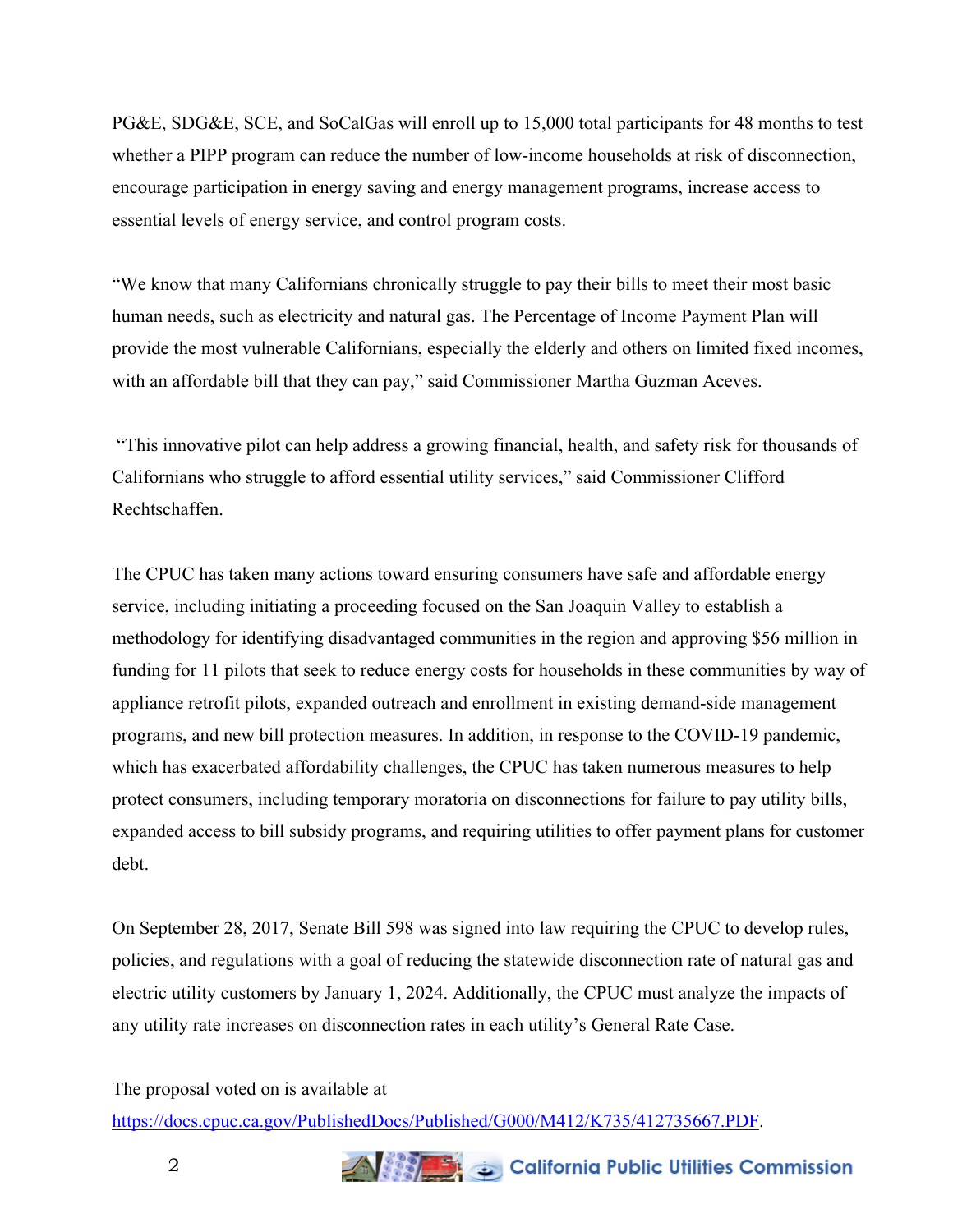PG&E, SDG&E, SCE, and SoCalGas will enroll up to 15,000 total participants for 48 months to test whether a PIPP program can reduce the number of low-income households at risk of disconnection, encourage participation in energy saving and energy management programs, increase access to essential levels of energy service, and control program costs.

"We know that many Californians chronically struggle to pay their bills to meet their most basic human needs, such as electricity and natural gas. The Percentage of Income Payment Plan will provide the most vulnerable Californians, especially the elderly and others on limited fixed incomes, with an affordable bill that they can pay," said Commissioner Martha Guzman Aceves.

"This innovative pilot can help address a growing financial, health, and safety risk for thousands of Californians who struggle to afford essential utility services," said Commissioner Clifford Rechtschaffen.

The CPUC has taken many actions toward ensuring consumers have safe and affordable energy service, including initiating a proceeding focused on the San Joaquin Valley to establish a methodology for identifying disadvantaged communities in the region and approving $56 million in funding for 11 pilots that seek to reduce energy costs for households in these communities by way of appliance retrofit pilots, expanded outreach and enrollment in existing demand-side management programs, and new bill protection measures. In addition, in response to the COVID-19 pandemic, which has exacerbated affordability challenges, the CPUC has taken numerous measures to help protect consumers, including temporary moratoria on disconnections for failure to pay utility bills, expanded access to bill subsidy programs, and requiring utilities to offer payment plans for customer debt.

On September 28, 2017, Senate Bill 598 was signed into law requiring the CPUC to develop rules, policies, and regulations with a goal of reducing the statewide disconnection rate of natural gas and electric utility customers by January 1, 2024. Additionally, the CPUC must analyze the impacts of any utility rate increases on disconnection rates in each utility's General Rate Case.

The proposal voted on is available at [https://docs.cpuc.ca.gov/PublishedDocs/Published/G000/M412/K735/412735667.PDF](https://docs.cpuc.ca.gov/PublishedDocs/Published/G000/M412/K735/412735667.PDF).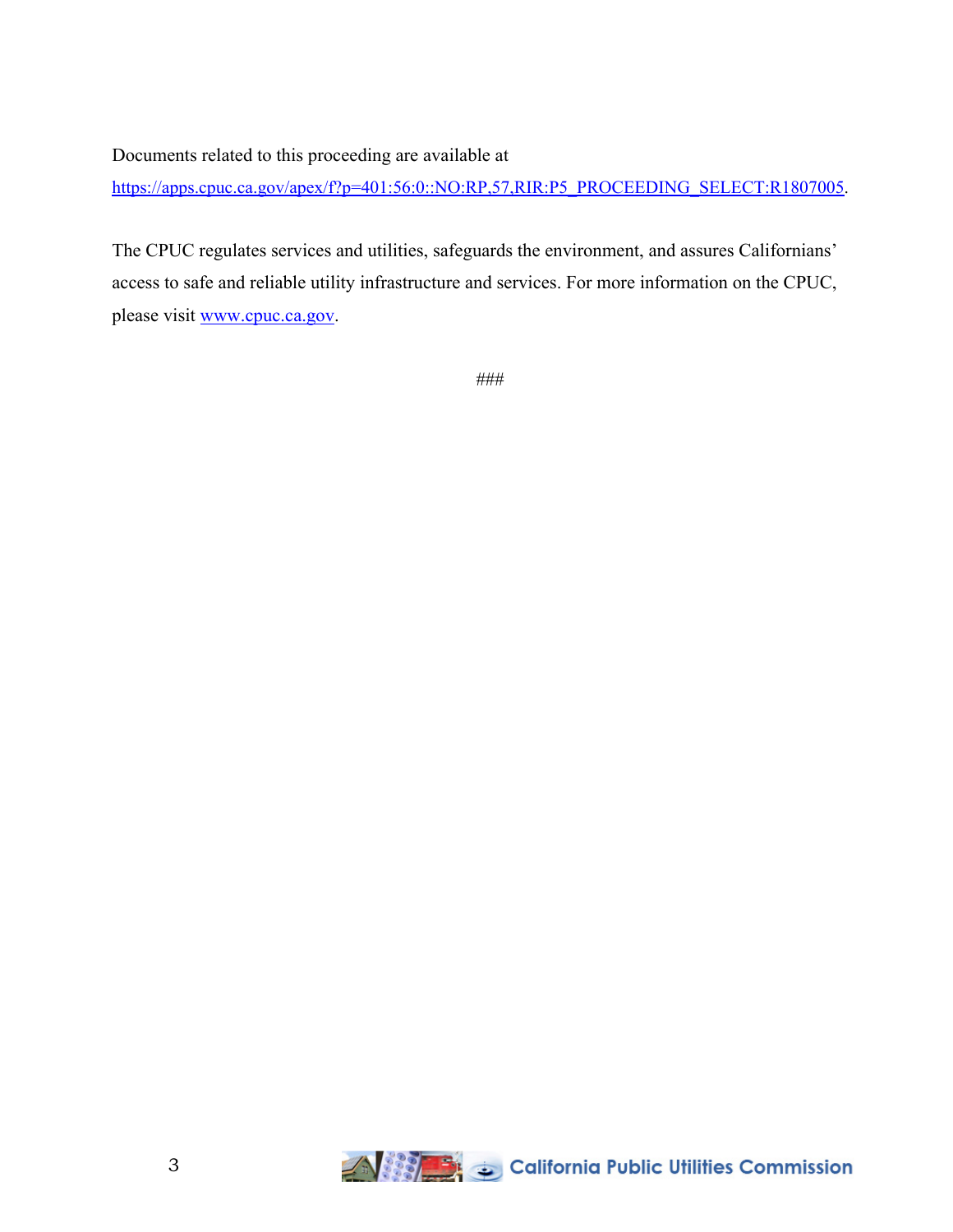Documents related to this proceeding are available at https://apps.cpuc.ca.gov/apex/f?p=401:56:0::NO:RP,57,RIR:P5_PROCEEDING_SELECT:R1807005.

The CPUC regulates services and utilities, safeguards the environment, and assures Californians' access to safe and reliable utility infrastructure and services. For more information on the CPUC, please visit www.cpuc.ca.gov.

###